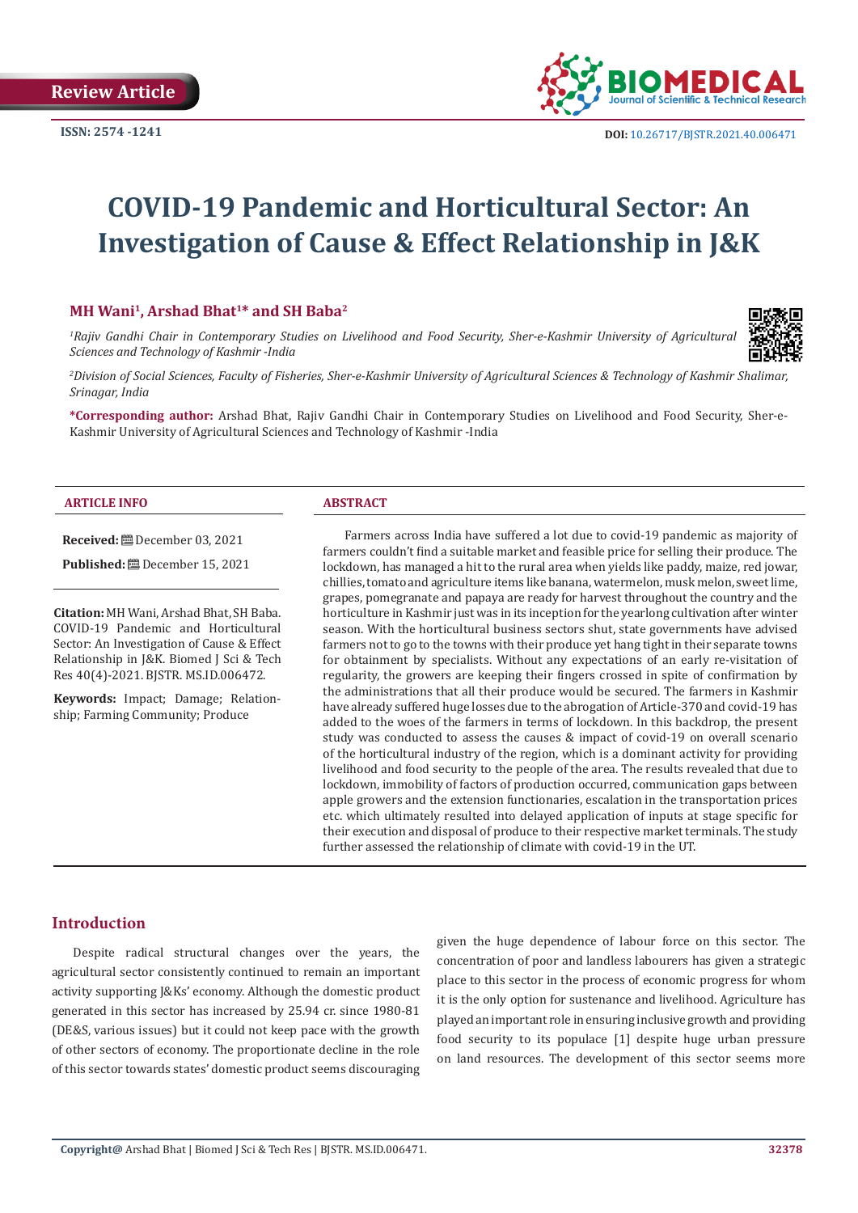Review Article

ISSN: 2574 -1241

DOI: 10.26717/BJSTR.2021.40.006471

# COVID-19 Pandemic and Horticultural Sector: An Investigation of Cause & Effect Relationship in J&K

**MH Wani[1], Arshad Bhat[1]* and SH Baba[2]**

*[1]Rajiv Gandhi Chair in Contemporary Studies on Livelihood and Food Security, Sher-e-Kashmir University of Agricultural Sciences and Technology of Kashmir -India*

*[2]Division of Social Sciences, Faculty of Fisheries, Sher-e-Kashmir University of Agricultural Sciences & Technology of Kashmir Shalimar, Srinagar, India*

***Corresponding author:** Arshad Bhat, Rajiv Gandhi Chair in Contemporary Studies on Livelihood and Food Security, Sher-e-Kashmir University of Agricultural Sciences and Technology of Kashmir -India

**ARTICLE INFO**

**Received:** December 03, 2021

**Published:** December 15, 2021

**Citation:** MH Wani, Arshad Bhat, SH Baba. COVID-19 Pandemic and Horticultural Sector: An Investigation of Cause & Effect Relationship in J&K. Biomed J Sci & Tech Res 40(4)-2021. BJSTR. MS.ID.006472.

**Keywords:** Impact; Damage; Relationship; Farming Community; Produce

**ABSTRACT**

Farmers across India have suffered a lot due to covid-19 pandemic as majority of farmers couldn't find a suitable market and feasible price for selling their produce. The lockdown, has managed a hit to the rural area when yields like paddy, maize, red jowar, chillies, tomato and agriculture items like banana, watermelon, musk melon, sweet lime, grapes, pomegranate and papaya are ready for harvest throughout the country and the horticulture in Kashmir just was in its inception for the yearlong cultivation after winter season. With the horticultural business sectors shut, state governments have advised farmers not to go to the towns with their produce yet hang tight in their separate towns for obtainment by specialists. Without any expectations of an early re-visitation of regularity, the growers are keeping their fingers crossed in spite of confirmation by the administrations that all their produce would be secured. The farmers in Kashmir have already suffered huge losses due to the abrogation of Article-370 and covid-19 has added to the woes of the farmers in terms of lockdown. In this backdrop, the present study was conducted to assess the causes & impact of covid-19 on overall scenario of the horticultural industry of the region, which is a dominant activity for providing livelihood and food security to the people of the area. The results revealed that due to lockdown, immobility of factors of production occurred, communication gaps between apple growers and the extension functionaries, escalation in the transportation prices etc. which ultimately resulted into delayed application of inputs at stage specific for their execution and disposal of produce to their respective market terminals. The study further assessed the relationship of climate with covid-19 in the UT.

## Introduction

Despite radical structural changes over the years, the agricultural sector consistently continued to remain an important activity supporting J&Ks' economy. Although the domestic product generated in this sector has increased by 25.94 cr. since 1980-81 (DE&S, various issues) but it could not keep pace with the growth of other sectors of economy. The proportionate decline in the role of this sector towards states' domestic product seems discouraging given the huge dependence of labour force on this sector. The concentration of poor and landless labourers has given a strategic place to this sector in the process of economic progress for whom it is the only option for sustenance and livelihood. Agriculture has played an important role in ensuring inclusive growth and providing food security to its populace [1] despite huge urban pressure on land resources. The development of this sector seems more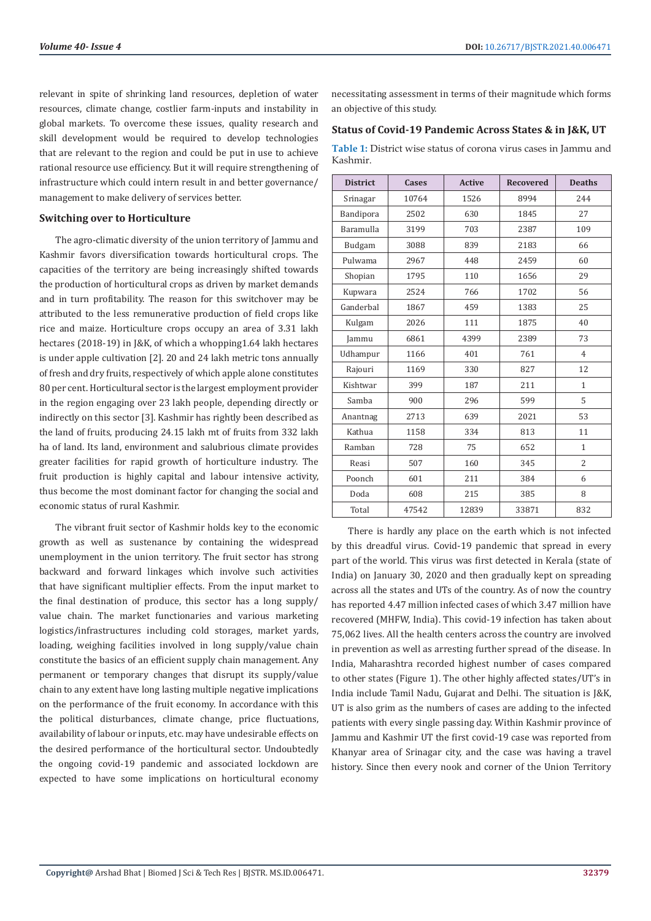relevant in spite of shrinking land resources, depletion of water resources, climate change, costlier farm-inputs and instability in global markets. To overcome these issues, quality research and skill development would be required to develop technologies that are relevant to the region and could be put in use to achieve rational resource use efficiency. But it will require strengthening of infrastructure which could intern result in and better governance/ management to make delivery of services better.

### Switching over to Horticulture

The agro-climatic diversity of the union territory of Jammu and Kashmir favors diversification towards horticultural crops. The capacities of the territory are being increasingly shifted towards the production of horticultural crops as driven by market demands and in turn profitability. The reason for this switchover may be attributed to the less remunerative production of field crops like rice and maize. Horticulture crops occupy an area of 3.31 lakh hectares (2018-19) in J&K, of which a whopping1.64 lakh hectares is under apple cultivation [2]. 20 and 24 lakh metric tons annually of fresh and dry fruits, respectively of which apple alone constitutes 80 per cent. Horticultural sector is the largest employment provider in the region engaging over 23 lakh people, depending directly or indirectly on this sector [3]. Kashmir has rightly been described as the land of fruits, producing 24.15 lakh mt of fruits from 332 lakh ha of land. Its land, environment and salubrious climate provides greater facilities for rapid growth of horticulture industry. The fruit production is highly capital and labour intensive activity, thus become the most dominant factor for changing the social and economic status of rural Kashmir.

The vibrant fruit sector of Kashmir holds key to the economic growth as well as sustenance by containing the widespread unemployment in the union territory. The fruit sector has strong backward and forward linkages which involve such activities that have significant multiplier effects. From the input market to the final destination of produce, this sector has a long supply/ value chain. The market functionaries and various marketing logistics/infrastructures including cold storages, market yards, loading, weighing facilities involved in long supply/value chain constitute the basics of an efficient supply chain management. Any permanent or temporary changes that disrupt its supply/value chain to any extent have long lasting multiple negative implications on the performance of the fruit economy. In accordance with this the political disturbances, climate change, price fluctuations, availability of labour or inputs, etc. may have undesirable effects on the desired performance of the horticultural sector. Undoubtedly the ongoing covid-19 pandemic and associated lockdown are expected to have some implications on horticultural economy necessitating assessment in terms of their magnitude which forms an objective of this study.

### Status of Covid-19 Pandemic Across States & in J&K, UT

**Table 1:** District wise status of corona virus cases in Jammu and Kashmir.

| District | Cases | Active | Recovered | Deaths |
|---|---|---|---|---|
| Srinagar | 10764 | 1526 | 8994 | 244 |
| Bandipora | 2502 | 630 | 1845 | 27 |
| Baramulla | 3199 | 703 | 2387 | 109 |
| Budgam | 3088 | 839 | 2183 | 66 |
| Pulwama | 2967 | 448 | 2459 | 60 |
| Shopian | 1795 | 110 | 1656 | 29 |
| Kupwara | 2524 | 766 | 1702 | 56 |
| Ganderbal | 1867 | 459 | 1383 | 25 |
| Kulgam | 2026 | 111 | 1875 | 40 |
| Jammu | 6861 | 4399 | 2389 | 73 |
| Udhampur | 1166 | 401 | 761 | 4 |
| Rajouri | 1169 | 330 | 827 | 12 |
| Kishtwar | 399 | 187 | 211 | 1 |
| Samba | 900 | 296 | 599 | 5 |
| Anantnag | 2713 | 639 | 2021 | 53 |
| Kathua | 1158 | 334 | 813 | 11 |
| Ramban | 728 | 75 | 652 | 1 |
| Reasi | 507 | 160 | 345 | 2 |
| Poonch | 601 | 211 | 384 | 6 |
| Doda | 608 | 215 | 385 | 8 |
| Total | 47542 | 12839 | 33871 | 832 |

There is hardly any place on the earth which is not infected by this dreadful virus. Covid-19 pandemic that spread in every part of the world. This virus was first detected in Kerala (state of India) on January 30, 2020 and then gradually kept on spreading across all the states and UTs of the country. As of now the country has reported 4.47 million infected cases of which 3.47 million have recovered (MHFW, India). This covid-19 infection has taken about 75,062 lives. All the health centers across the country are involved in prevention as well as arresting further spread of the disease. In India, Maharashtra recorded highest number of cases compared to other states (Figure 1). The other highly affected states/UT's in India include Tamil Nadu, Gujarat and Delhi. The situation is J&K, UT is also grim as the numbers of cases are adding to the infected patients with every single passing day. Within Kashmir province of Jammu and Kashmir UT the first covid-19 case was reported from Khanyar area of Srinagar city, and the case was having a travel history. Since then every nook and corner of the Union Territory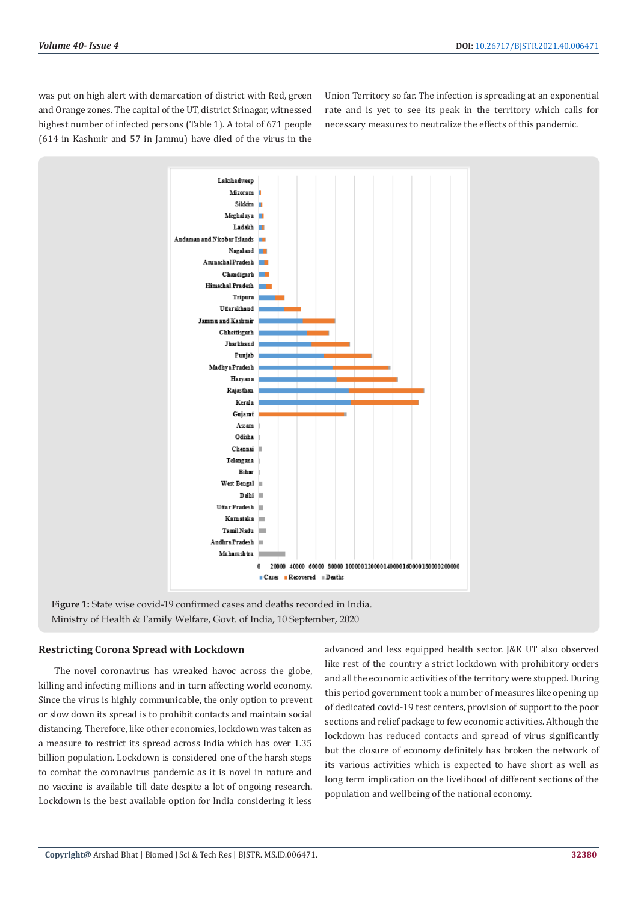was put on high alert with demarcation of district with Red, green and Orange zones. The capital of the UT, district Srinagar, witnessed highest number of infected persons (Table 1). A total of 671 people (614 in Kashmir and 57 in Jammu) have died of the virus in the Union Territory so far. The infection is spreading at an exponential rate and is yet to see its peak in the territory which calls for necessary measures to neutralize the effects of this pandemic.

**Figure 1:** State wise covid-19 confirmed cases and deaths recorded in India.
Ministry of Health & Family Welfare, Govt. of India, 10 September, 2020

## Restricting Corona Spread with Lockdown

The novel coronavirus has wreaked havoc across the globe, killing and infecting millions and in turn affecting world economy. Since the virus is highly communicable, the only option to prevent or slow down its spread is to prohibit contacts and maintain social distancing. Therefore, like other economies, lockdown was taken as a measure to restrict its spread across India which has over 1.35 billion population. Lockdown is considered one of the harsh steps to combat the coronavirus pandemic as it is novel in nature and no vaccine is available till date despite a lot of ongoing research. Lockdown is the best available option for India considering it less advanced and less equipped health sector. J&K UT also observed like rest of the country a strict lockdown with prohibitory orders and all the economic activities of the territory were stopped. During this period government took a number of measures like opening up of dedicated covid-19 test centers, provision of support to the poor sections and relief package to few economic activities. Although the lockdown has reduced contacts and spread of virus significantly but the closure of economy definitely has broken the network of its various activities which is expected to have short as well as long term implication on the livelihood of different sections of the population and wellbeing of the national economy.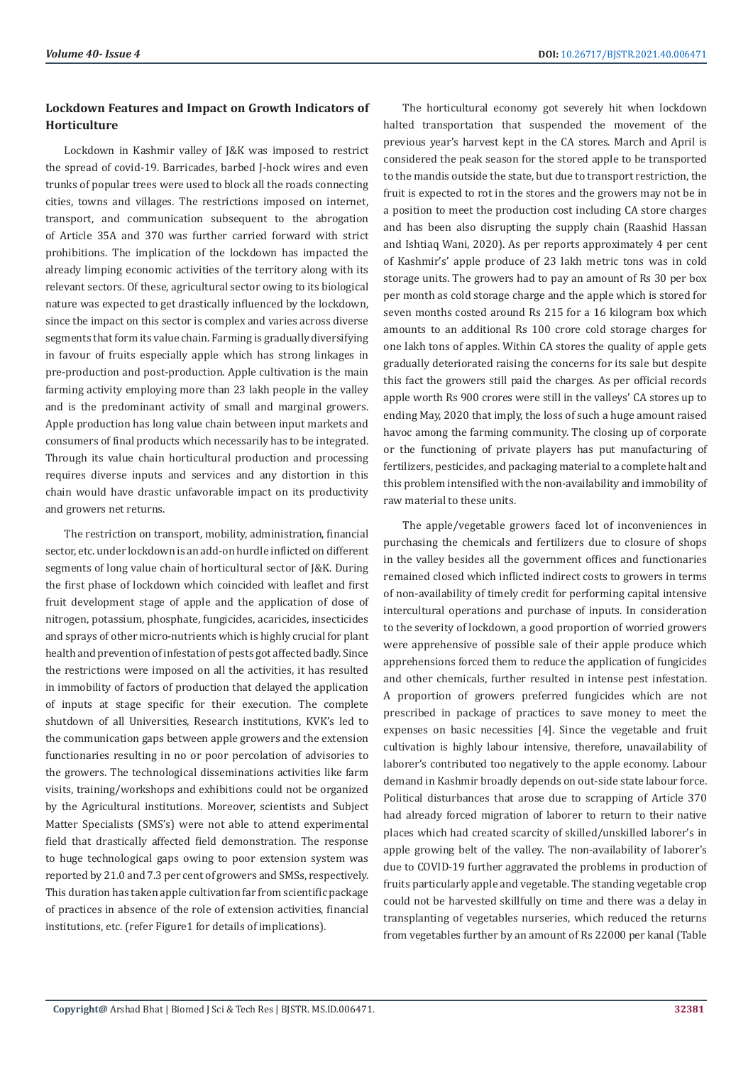## Lockdown Features and Impact on Growth Indicators of Horticulture

Lockdown in Kashmir valley of J&K was imposed to restrict the spread of covid-19. Barricades, barbed J-hock wires and even trunks of popular trees were used to block all the roads connecting cities, towns and villages. The restrictions imposed on internet, transport, and communication subsequent to the abrogation of Article 35A and 370 was further carried forward with strict prohibitions. The implication of the lockdown has impacted the already limping economic activities of the territory along with its relevant sectors. Of these, agricultural sector owing to its biological nature was expected to get drastically influenced by the lockdown, since the impact on this sector is complex and varies across diverse segments that form its value chain. Farming is gradually diversifying in favour of fruits especially apple which has strong linkages in pre-production and post-production. Apple cultivation is the main farming activity employing more than 23 lakh people in the valley and is the predominant activity of small and marginal growers. Apple production has long value chain between input markets and consumers of final products which necessarily has to be integrated. Through its value chain horticultural production and processing requires diverse inputs and services and any distortion in this chain would have drastic unfavorable impact on its productivity and growers net returns.

The restriction on transport, mobility, administration, financial sector, etc. under lockdown is an add-on hurdle inflicted on different segments of long value chain of horticultural sector of J&K. During the first phase of lockdown which coincided with leaflet and first fruit development stage of apple and the application of dose of nitrogen, potassium, phosphate, fungicides, acaricides, insecticides and sprays of other micro-nutrients which is highly crucial for plant health and prevention of infestation of pests got affected badly. Since the restrictions were imposed on all the activities, it has resulted in immobility of factors of production that delayed the application of inputs at stage specific for their execution. The complete shutdown of all Universities, Research institutions, KVK's led to the communication gaps between apple growers and the extension functionaries resulting in no or poor percolation of advisories to the growers. The technological disseminations activities like farm visits, training/workshops and exhibitions could not be organized by the Agricultural institutions. Moreover, scientists and Subject Matter Specialists (SMS's) were not able to attend experimental field that drastically affected field demonstration. The response to huge technological gaps owing to poor extension system was reported by 21.0 and 7.3 per cent of growers and SMSs, respectively. This duration has taken apple cultivation far from scientific package of practices in absence of the role of extension activities, financial institutions, etc. (refer Figure1 for details of implications).

The horticultural economy got severely hit when lockdown halted transportation that suspended the movement of the previous year's harvest kept in the CA stores. March and April is considered the peak season for the stored apple to be transported to the mandis outside the state, but due to transport restriction, the fruit is expected to rot in the stores and the growers may not be in a position to meet the production cost including CA store charges and has been also disrupting the supply chain (Raashid Hassan and Ishtiaq Wani, 2020). As per reports approximately 4 per cent of Kashmir's' apple produce of 23 lakh metric tons was in cold storage units. The growers had to pay an amount of Rs 30 per box per month as cold storage charge and the apple which is stored for seven months costed around Rs 215 for a 16 kilogram box which amounts to an additional Rs 100 crore cold storage charges for one lakh tons of apples. Within CA stores the quality of apple gets gradually deteriorated raising the concerns for its sale but despite this fact the growers still paid the charges. As per official records apple worth Rs 900 crores were still in the valleys' CA stores up to ending May, 2020 that imply, the loss of such a huge amount raised havoc among the farming community. The closing up of corporate or the functioning of private players has put manufacturing of fertilizers, pesticides, and packaging material to a complete halt and this problem intensified with the non-availability and immobility of raw material to these units.

The apple/vegetable growers faced lot of inconveniences in purchasing the chemicals and fertilizers due to closure of shops in the valley besides all the government offices and functionaries remained closed which inflicted indirect costs to growers in terms of non-availability of timely credit for performing capital intensive intercultural operations and purchase of inputs. In consideration to the severity of lockdown, a good proportion of worried growers were apprehensive of possible sale of their apple produce which apprehensions forced them to reduce the application of fungicides and other chemicals, further resulted in intense pest infestation. A proportion of growers preferred fungicides which are not prescribed in package of practices to save money to meet the expenses on basic necessities [4]. Since the vegetable and fruit cultivation is highly labour intensive, therefore, unavailability of laborer's contributed too negatively to the apple economy. Labour demand in Kashmir broadly depends on out-side state labour force. Political disturbances that arose due to scrapping of Article 370 had already forced migration of laborer to return to their native places which had created scarcity of skilled/unskilled laborer's in apple growing belt of the valley. The non-availability of laborer's due to COVID-19 further aggravated the problems in production of fruits particularly apple and vegetable. The standing vegetable crop could not be harvested skillfully on time and there was a delay in transplanting of vegetables nurseries, which reduced the returns from vegetables further by an amount of Rs 22000 per kanal (Table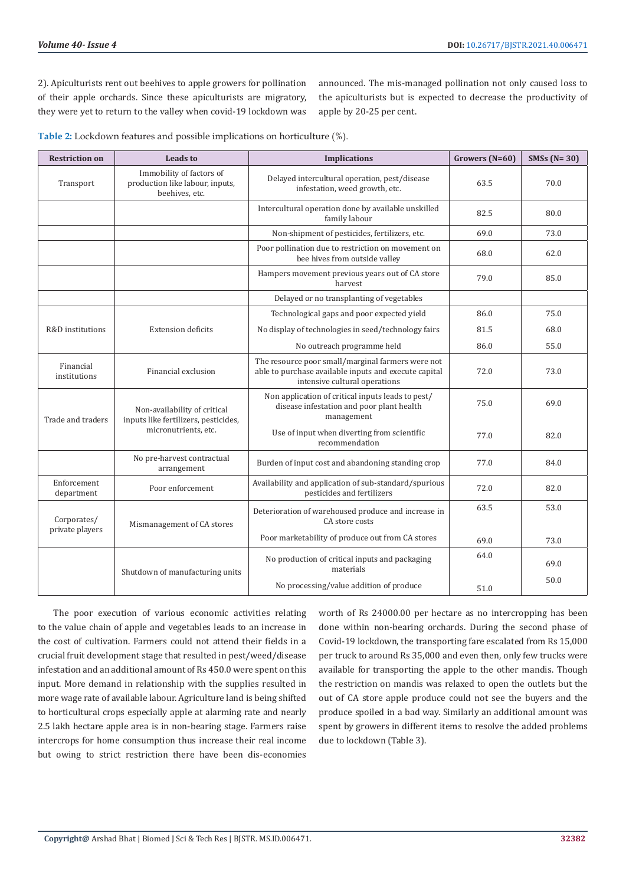2). Apiculturists rent out beehives to apple growers for pollination of their apple orchards. Since these apiculturists are migratory, they were yet to return to the valley when covid-19 lockdown was announced. The mis-managed pollination not only caused loss to the apiculturists but is expected to decrease the productivity of apple by 20-25 per cent.

**Table 2:** Lockdown features and possible implications on horticulture (%).

| Restriction on | Leads to | Implications | Growers (N=60) | SMSs (N= 30) |
|---|---|---|---|---|
| Transport | Immobility of factors of production like labour, inputs, beehives, etc. | Delayed intercultural operation, pest/disease infestation, weed growth, etc. | 63.5 | 70.0 |
| | | Intercultural operation done by available unskilled family labour | 82.5 | 80.0 |
| | | Non-shipment of pesticides, fertilizers, etc. | 69.0 | 73.0 |
| | | Poor pollination due to restriction on movement on bee hives from outside valley | 68.0 | 62.0 |
| | | Hampers movement previous years out of CA store harvest | 79.0 | 85.0 |
| | | Delayed or no transplanting of vegetables | | |
| R&D institutions | Extension deficits | Technological gaps and poor expected yield | 86.0 | 75.0 |
| | | No display of technologies in seed/technology fairs | 81.5 | 68.0 |
| | | No outreach programme held | 86.0 | 55.0 |
| Financial institutions | Financial exclusion | The resource poor small/marginal farmers were not able to purchase available inputs and execute capital intensive cultural operations | 72.0 | 73.0 |
| Trade and traders | Non-availability of critical inputs like fertilizers, pesticides, micronutrients, etc. | Non application of critical inputs leads to pest/disease infestation and poor plant health management | 75.0 | 69.0 |
| | | Use of input when diverting from scientific recommendation | 77.0 | 82.0 |
| | No pre-harvest contractual arrangement | Burden of input cost and abandoning standing crop | 77.0 | 84.0 |
| Enforcement department | Poor enforcement | Availability and application of sub-standard/spurious pesticides and fertilizers | 72.0 | 82.0 |
| Corporates/ private players | Mismanagement of CA stores | Deterioration of warehoused produce and increase in CA store costs | 63.5 | 53.0 |
| | | Poor marketability of produce out from CA stores | 69.0 | 73.0 |
| | Shutdown of manufacturing units | No production of critical inputs and packaging materials | 64.0 | 69.0 |
| | | No processing/value addition of produce | 51.0 | 50.0 |

The poor execution of various economic activities relating to the value chain of apple and vegetables leads to an increase in the cost of cultivation. Farmers could not attend their fields in a crucial fruit development stage that resulted in pest/weed/disease infestation and an additional amount of Rs 450.0 were spent on this input. More demand in relationship with the supplies resulted in more wage rate of available labour. Agriculture land is being shifted to horticultural crops especially apple at alarming rate and nearly 2.5 lakh hectare apple area is in non-bearing stage. Farmers raise intercrops for home consumption thus increase their real income but owing to strict restriction there have been dis-economies worth of Rs 24000.00 per hectare as no intercropping has been done within non-bearing orchards. During the second phase of Covid-19 lockdown, the transporting fare escalated from Rs 15,000 per truck to around Rs 35,000 and even then, only few trucks were available for transporting the apple to the other mandis. Though the restriction on mandis was relaxed to open the outlets but the out of CA store apple produce could not see the buyers and the produce spoiled in a bad way. Similarly an additional amount was spent by growers in different items to resolve the added problems due to lockdown (Table 3).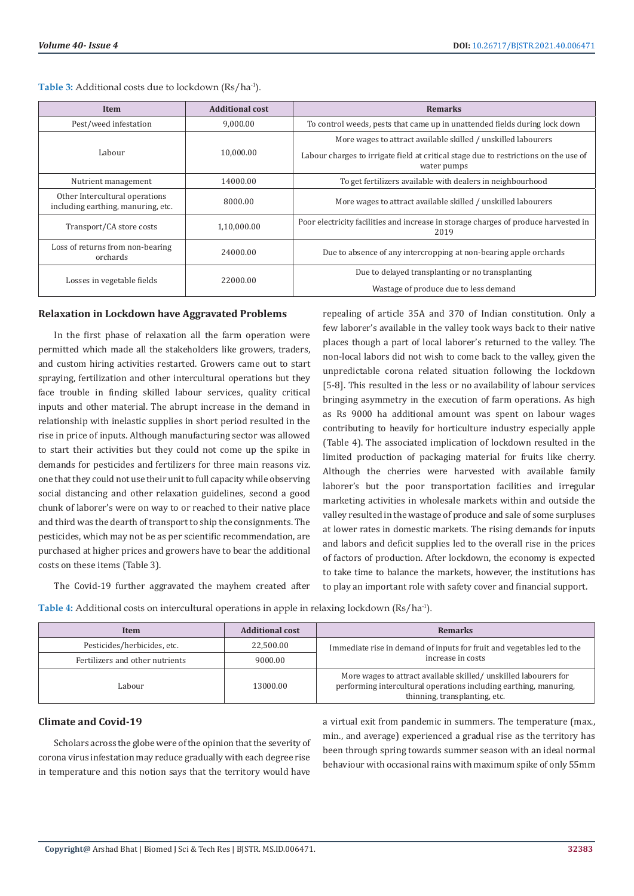**Table 3:** Additional costs due to lockdown (Rs/ha$^{-1}$).

| Item | Additional cost | Remarks |
|---|---|---|
| Pest/weed infestation | 9,000.00 | To control weeds, pests that came up in unattended fields during lock down |
| Labour | 10,000.00 | More wages to attract available skilled / unskilled labourers<br>Labour charges to irrigate field at critical stage due to restrictions on the use of water pumps |
| Nutrient management | 14000.00 | To get fertilizers available with dealers in neighbourhood |
| Other Intercultural operations including earthing, manuring, etc. | 8000.00 | More wages to attract available skilled / unskilled labourers |
| Transport/CA store costs | 1,10,000.00 | Poor electricity facilities and increase in storage charges of produce harvested in 2019 |
| Loss of returns from non-bearing orchards | 24000.00 | Due to absence of any intercropping at non-bearing apple orchards |
| Losses in vegetable fields | 22000.00 | Due to delayed transplanting or no transplanting<br>Wastage of produce due to less demand |

### Relaxation in Lockdown have Aggravated Problems

In the first phase of relaxation all the farm operation were permitted which made all the stakeholders like growers, traders, and custom hiring activities restarted. Growers came out to start spraying, fertilization and other intercultural operations but they face trouble in finding skilled labour services, quality critical inputs and other material. The abrupt increase in the demand in relationship with inelastic supplies in short period resulted in the rise in price of inputs. Although manufacturing sector was allowed to start their activities but they could not come up the spike in demands for pesticides and fertilizers for three main reasons viz. one that they could not use their unit to full capacity while observing social distancing and other relaxation guidelines, second a good chunk of laborer's were on way to or reached to their native place and third was the dearth of transport to ship the consignments. The pesticides, which may not be as per scientific recommendation, are purchased at higher prices and growers have to bear the additional costs on these items (Table 3).

The Covid-19 further aggravated the mayhem created after repealing of article 35A and 370 of Indian constitution. Only a few laborer's available in the valley took ways back to their native places though a part of local laborer's returned to the valley. The non-local labors did not wish to come back to the valley, given the unpredictable corona related situation following the lockdown [5-8]. This resulted in the less or no availability of labour services bringing asymmetry in the execution of farm operations. As high as Rs 9000 ha additional amount was spent on labour wages contributing to heavily for horticulture industry especially apple (Table 4). The associated implication of lockdown resulted in the limited production of packaging material for fruits like cherry. Although the cherries were harvested with available family laborer's but the poor transportation facilities and irregular marketing activities in wholesale markets within and outside the valley resulted in the wastage of produce and sale of some surpluses at lower rates in domestic markets. The rising demands for inputs and labors and deficit supplies led to the overall rise in the prices of factors of production. After lockdown, the economy is expected to take time to balance the markets, however, the institutions has to play an important role with safety cover and financial support.

**Table 4:** Additional costs on intercultural operations in apple in relaxing lockdown (Rs/ha$^{-1}$).

| Item | Additional cost | Remarks |
|---|---|---|
| Pesticides/herbicides, etc. | 22,500.00 | Immediate rise in demand of inputs for fruit and vegetables led to the increase in costs |
| Fertilizers and other nutrients | 9000.00 | |
| Labour | 13000.00 | More wages to attract available skilled/ unskilled labourers for performing intercultural operations including earthing, manuring, thinning, transplanting, etc. |

### Climate and Covid-19

Scholars across the globe were of the opinion that the severity of corona virus infestation may reduce gradually with each degree rise in temperature and this notion says that the territory would have a virtual exit from pandemic in summers. The temperature (max., min., and average) experienced a gradual rise as the territory has been through spring towards summer season with an ideal normal behaviour with occasional rains with maximum spike of only 55mm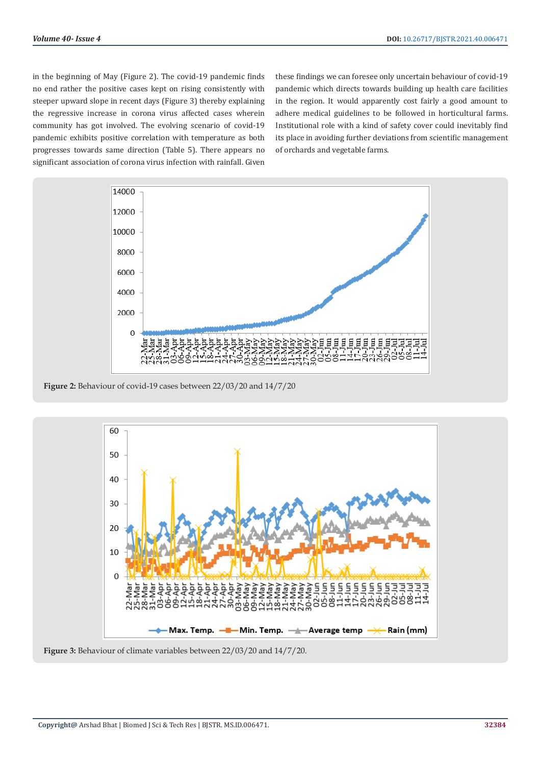in the beginning of May (Figure 2). The covid-19 pandemic finds no end rather the positive cases kept on rising consistently with steeper upward slope in recent days (Figure 3) thereby explaining the regressive increase in corona virus affected cases wherein community has got involved. The evolving scenario of covid-19 pandemic exhibits positive correlation with temperature as both progresses towards same direction (Table 5). There appears no significant association of corona virus infection with rainfall. Given these findings we can foresee only uncertain behaviour of covid-19 pandemic which directs towards building up health care facilities in the region. It would apparently cost fairly a good amount to adhere medical guidelines to be followed in horticultural farms. Institutional role with a kind of safety cover could inevitably find its place in avoiding further deviations from scientific management of orchards and vegetable farms.

**Figure 2:** Behaviour of covid-19 cases between 22/03/20 and 14/7/20

**Figure 3:** Behaviour of climate variables between 22/03/20 and 14/7/20.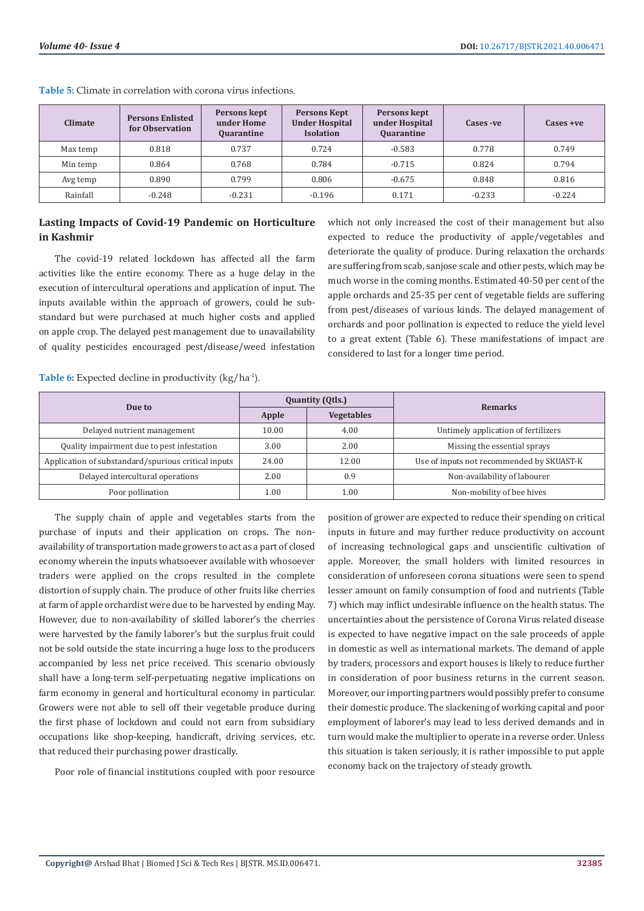**Table 5:** Climate in correlation with corona virus infections.

| Climate | Persons Enlisted for Observation | Persons kept under Home Quarantine | Persons Kept Under Hospital Isolation | Persons kept under Hospital Quarantine | Cases -ve | Cases +ve |
|---|---|---|---|---|---|---|
| Max temp | 0.818 | 0.737 | 0.724 | -0.583 | 0.778 | 0.749 |
| Min temp | 0.864 | 0.768 | 0.784 | -0.715 | 0.824 | 0.794 |
| Avg temp | 0.890 | 0.799 | 0.806 | -0.675 | 0.848 | 0.816 |
| Rainfall | -0.248 | -0.231 | -0.196 | 0.171 | -0.233 | -0.224 |

## Lasting Impacts of Covid-19 Pandemic on Horticulture in Kashmir

The covid-19 related lockdown has affected all the farm activities like the entire economy. There as a huge delay in the execution of intercultural operations and application of input. The inputs available within the approach of growers, could be sub-standard but were purchased at much higher costs and applied on apple crop. The delayed pest management due to unavailability of quality pesticides encouraged pest/disease/weed infestation which not only increased the cost of their management but also expected to reduce the productivity of apple/vegetables and deteriorate the quality of produce. During relaxation the orchards are suffering from scab, sanjose scale and other pests, which may be much worse in the coming months. Estimated 40-50 per cent of the apple orchards and 25-35 per cent of vegetable fields are suffering from pest/diseases of various kinds. The delayed management of orchards and poor pollination is expected to reduce the yield level to a great extent (Table 6). These manifestations of impact are considered to last for a longer time period.

**Table 6:** Expected decline in productivity (kg/ha$^{-1}$).

| Due to | Quantity (Qtls.) | | Remarks |
|---|---|---|---|
| | Apple | Vegetables | |
| Delayed nutrient management | 10.00 | 4.00 | Untimely application of fertilizers |
| Quality impairment due to pest infestation | 3.00 | 2.00 | Missing the essential sprays |
| Application of substandard/spurious critical inputs | 24.00 | 12.00 | Use of inputs not recommended by SKUAST-K |
| Delayed intercultural operations | 2.00 | 0.9 | Non-availability of labourer |
| Poor pollination | 1.00 | 1.00 | Non-mobility of bee hives |

The supply chain of apple and vegetables starts from the purchase of inputs and their application on crops. The non-availability of transportation made growers to act as a part of closed economy wherein the inputs whatsoever available with whosoever traders were applied on the crops resulted in the complete distortion of supply chain. The produce of other fruits like cherries at farm of apple orchardist were due to be harvested by ending May. However, due to non-availability of skilled laborer's the cherries were harvested by the family laborer's but the surplus fruit could not be sold outside the state incurring a huge loss to the producers accompanied by less net price received. This scenario obviously shall have a long-term self-perpetuating negative implications on farm economy in general and horticultural economy in particular. Growers were not able to sell off their vegetable produce during the first phase of lockdown and could not earn from subsidiary occupations like shop-keeping, handicraft, driving services, etc. that reduced their purchasing power drastically.

Poor role of financial institutions coupled with poor resource position of grower are expected to reduce their spending on critical inputs in future and may further reduce productivity on account of increasing technological gaps and unscientific cultivation of apple. Moreover, the small holders with limited resources in consideration of unforeseen corona situations were seen to spend lesser amount on family consumption of food and nutrients (Table 7) which may inflict undesirable influence on the health status. The uncertainties about the persistence of Corona Virus related disease is expected to have negative impact on the sale proceeds of apple in domestic as well as international markets. The demand of apple by traders, processors and export houses is likely to reduce further in consideration of poor business returns in the current season. Moreover, our importing partners would possibly prefer to consume their domestic produce. The slackening of working capital and poor employment of laborer's may lead to less derived demands and in turn would make the multiplier to operate in a reverse order. Unless this situation is taken seriously, it is rather impossible to put apple economy back on the trajectory of steady growth.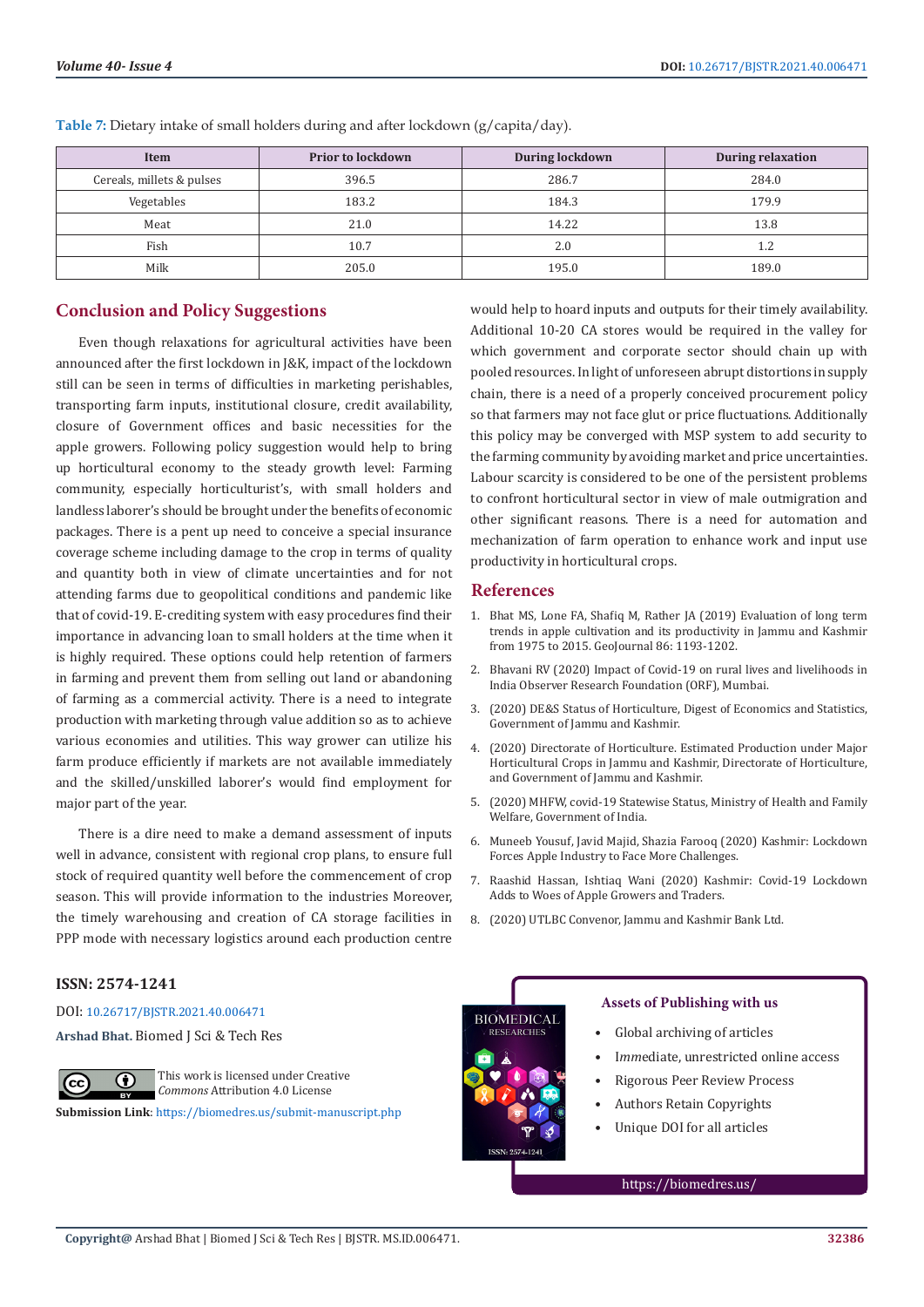**Table 7:** Dietary intake of small holders during and after lockdown (g/capita/day).

| Item | Prior to lockdown | During lockdown | During relaxation |
|---|---|---|---|
| Cereals, millets & pulses | 396.5 | 286.7 | 284.0 |
| Vegetables | 183.2 | 184.3 | 179.9 |
| Meat | 21.0 | 14.22 | 13.8 |
| Fish | 10.7 | 2.0 | 1.2 |
| Milk | 205.0 | 195.0 | 189.0 |

## Conclusion and Policy Suggestions

Even though relaxations for agricultural activities have been announced after the first lockdown in J&K, impact of the lockdown still can be seen in terms of difficulties in marketing perishables, transporting farm inputs, institutional closure, credit availability, closure of Government offices and basic necessities for the apple growers. Following policy suggestion would help to bring up horticultural economy to the steady growth level: Farming community, especially horticulturist's, with small holders and landless laborer's should be brought under the benefits of economic packages. There is a pent up need to conceive a special insurance coverage scheme including damage to the crop in terms of quality and quantity both in view of climate uncertainties and for not attending farms due to geopolitical conditions and pandemic like that of covid-19. E-crediting system with easy procedures find their importance in advancing loan to small holders at the time when it is highly required. These options could help retention of farmers in farming and prevent them from selling out land or abandoning of farming as a commercial activity. There is a need to integrate production with marketing through value addition so as to achieve various economies and utilities. This way grower can utilize his farm produce efficiently if markets are not available immediately and the skilled/unskilled laborer's would find employment for major part of the year.

There is a dire need to make a demand assessment of inputs well in advance, consistent with regional crop plans, to ensure full stock of required quantity well before the commencement of crop season. This will provide information to the industries Moreover, the timely warehousing and creation of CA storage facilities in PPP mode with necessary logistics around each production centre would help to hoard inputs and outputs for their timely availability. Additional 10-20 CA stores would be required in the valley for which government and corporate sector should chain up with pooled resources. In light of unforeseen abrupt distortions in supply chain, there is a need of a properly conceived procurement policy so that farmers may not face glut or price fluctuations. Additionally this policy may be converged with MSP system to add security to the farming community by avoiding market and price uncertainties. Labour scarcity is considered to be one of the persistent problems to confront horticultural sector in view of male outmigration and other significant reasons. There is a need for automation and mechanization of farm operation to enhance work and input use productivity in horticultural crops.

## References

1. Bhat MS, Lone FA, Shafiq M, Rather JA (2019) Evaluation of long term trends in apple cultivation and its productivity in Jammu and Kashmir from 1975 to 2015. GeoJournal 86: 1193-1202.
2. Bhavani RV (2020) Impact of Covid-19 on rural lives and livelihoods in India Observer Research Foundation (ORF), Mumbai.
3. (2020) DE&S Status of Horticulture, Digest of Economics and Statistics, Government of Jammu and Kashmir.
4. (2020) Directorate of Horticulture. Estimated Production under Major Horticultural Crops in Jammu and Kashmir, Directorate of Horticulture, and Government of Jammu and Kashmir.
5. (2020) MHFW, covid-19 Statewise Status, Ministry of Health and Family Welfare, Government of India.
6. Muneeb Yousuf, Javid Majid, Shazia Farooq (2020) Kashmir: Lockdown Forces Apple Industry to Face More Challenges.
7. Raashid Hassan, Ishtiaq Wani (2020) Kashmir: Covid-19 Lockdown Adds to Woes of Apple Growers and Traders.
8. (2020) UTLBC Convenor, Jammu and Kashmir Bank Ltd.

**ISSN: 2574-1241**

DOI: 10.26717/BJSTR.2021.40.006471

**Arshad Bhat.** Biomed J Sci & Tech Res

This work is licensed under Creative *Commons* Attribution 4.0 License

**Submission Link**: https://biomedres.us/submit-manuscript.php

**Assets of Publishing with us**

- Global archiving of articles
- Immediate, unrestricted online access
- Rigorous Peer Review Process
- Authors Retain Copyrights
- Unique DOI for all articles

https://biomedres.us/